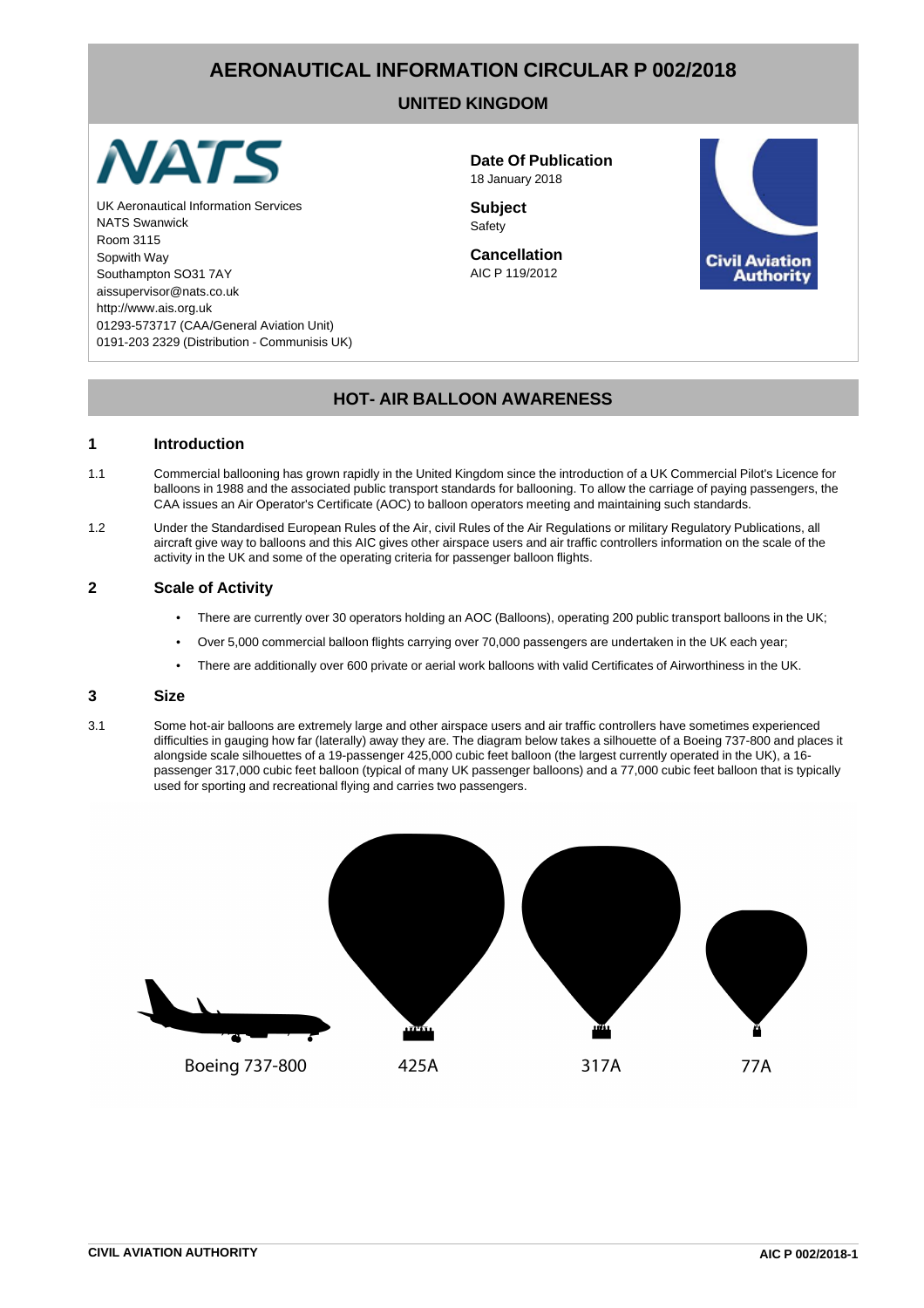# AERONAUTICAL INFORMATION CIRCULAR P 002/2018

## UNITED KINGDOM

UK Aeronautical Information Services
NATS Swanwick
Room 3115
Sopwith Way
Southampton SO31 7AY
aissupervisor@nats.co.uk
http://www.ais.org.uk
01293-573717 (CAA/General Aviation Unit)
0191-203 2329 (Distribution - Communisis UK)

**Date Of Publication**
18 January 2018

**Subject**
Safety

**Cancellation**
AIC P 119/2012

## HOT- AIR BALLOON AWARENESS

### 1 Introduction

1.1 Commercial ballooning has grown rapidly in the United Kingdom since the introduction of a UK Commercial Pilot's Licence for balloons in 1988 and the associated public transport standards for ballooning. To allow the carriage of paying passengers, the CAA issues an Air Operator's Certificate (AOC) to balloon operators meeting and maintaining such standards.

1.2 Under the Standardised European Rules of the Air, civil Rules of the Air Regulations or military Regulatory Publications, all aircraft give way to balloons and this AIC gives other airspace users and air traffic controllers information on the scale of the activity in the UK and some of the operating criteria for passenger balloon flights.

### 2 Scale of Activity

- There are currently over 30 operators holding an AOC (Balloons), operating 200 public transport balloons in the UK;
- Over 5,000 commercial balloon flights carrying over 70,000 passengers are undertaken in the UK each year;
- There are additionally over 600 private or aerial work balloons with valid Certificates of Airworthiness in the UK.

### 3 Size

3.1 Some hot-air balloons are extremely large and other airspace users and air traffic controllers have sometimes experienced difficulties in gauging how far (laterally) away they are. The diagram below takes a silhouette of a Boeing 737-800 and places it alongside scale silhouettes of a 19-passenger 425,000 cubic feet balloon (the largest currently operated in the UK), a 16-passenger 317,000 cubic feet balloon (typical of many UK passenger balloons) and a 77,000 cubic feet balloon that is typically used for sporting and recreational flying and carries two passengers.

Boeing 737-800 425A 317A 77A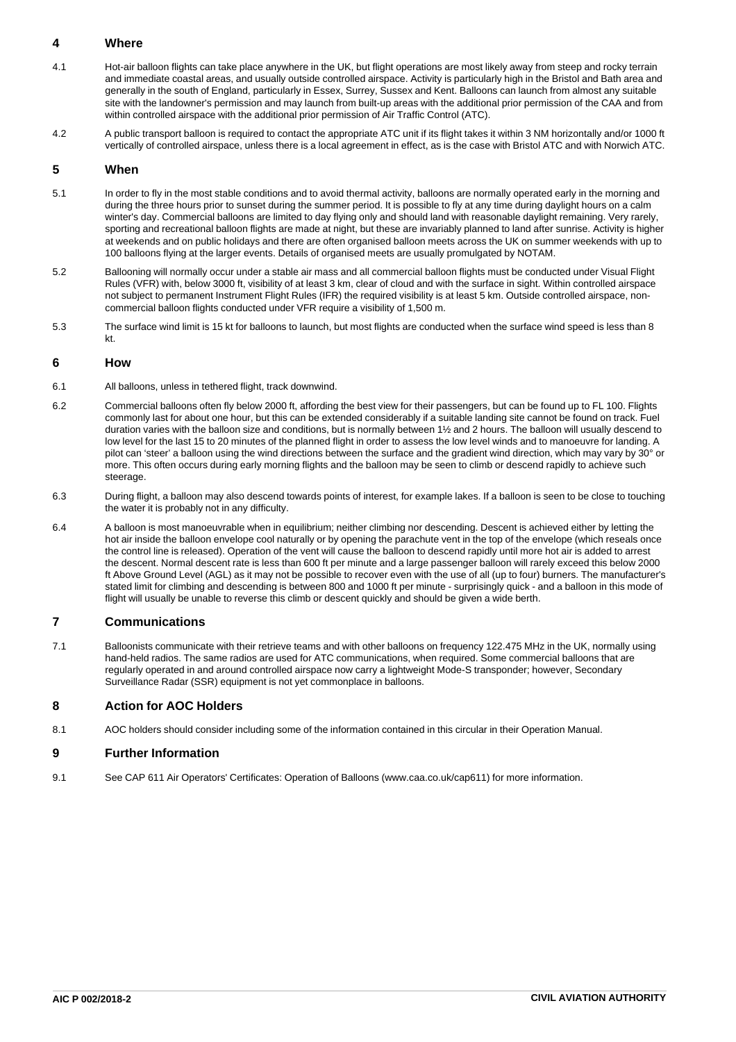## 4 Where

4.1 Hot-air balloon flights can take place anywhere in the UK, but flight operations are most likely away from steep and rocky terrain and immediate coastal areas, and usually outside controlled airspace. Activity is particularly high in the Bristol and Bath area and generally in the south of England, particularly in Essex, Surrey, Sussex and Kent. Balloons can launch from almost any suitable site with the landowner's permission and may launch from built-up areas with the additional prior permission of the CAA and from within controlled airspace with the additional prior permission of Air Traffic Control (ATC).

4.2 A public transport balloon is required to contact the appropriate ATC unit if its flight takes it within 3 NM horizontally and/or 1000 ft vertically of controlled airspace, unless there is a local agreement in effect, as is the case with Bristol ATC and with Norwich ATC.

## 5 When

5.1 In order to fly in the most stable conditions and to avoid thermal activity, balloons are normally operated early in the morning and during the three hours prior to sunset during the summer period. It is possible to fly at any time during daylight hours on a calm winter's day. Commercial balloons are limited to day flying only and should land with reasonable daylight remaining. Very rarely, sporting and recreational balloon flights are made at night, but these are invariably planned to land after sunrise. Activity is higher at weekends and on public holidays and there are often organised balloon meets across the UK on summer weekends with up to 100 balloons flying at the larger events. Details of organised meets are usually promulgated by NOTAM.

5.2 Ballooning will normally occur under a stable air mass and all commercial balloon flights must be conducted under Visual Flight Rules (VFR) with, below 3000 ft, visibility of at least 3 km, clear of cloud and with the surface in sight. Within controlled airspace not subject to permanent Instrument Flight Rules (IFR) the required visibility is at least 5 km. Outside controlled airspace, non-commercial balloon flights conducted under VFR require a visibility of 1,500 m.

5.3 The surface wind limit is 15 kt for balloons to launch, but most flights are conducted when the surface wind speed is less than 8 kt.

## 6 How

6.1 All balloons, unless in tethered flight, track downwind.

6.2 Commercial balloons often fly below 2000 ft, affording the best view for their passengers, but can be found up to FL 100. Flights commonly last for about one hour, but this can be extended considerably if a suitable landing site cannot be found on track. Fuel duration varies with the balloon size and conditions, but is normally between 1½ and 2 hours. The balloon will usually descend to low level for the last 15 to 20 minutes of the planned flight in order to assess the low level winds and to manoeuvre for landing. A pilot can 'steer' a balloon using the wind directions between the surface and the gradient wind direction, which may vary by 30° or more. This often occurs during early morning flights and the balloon may be seen to climb or descend rapidly to achieve such steerage.

6.3 During flight, a balloon may also descend towards points of interest, for example lakes. If a balloon is seen to be close to touching the water it is probably not in any difficulty.

6.4 A balloon is most manoeuvrable when in equilibrium; neither climbing nor descending. Descent is achieved either by letting the hot air inside the balloon envelope cool naturally or by opening the parachute vent in the top of the envelope (which reseals once the control line is released). Operation of the vent will cause the balloon to descend rapidly until more hot air is added to arrest the descent. Normal descent rate is less than 600 ft per minute and a large passenger balloon will rarely exceed this below 2000 ft Above Ground Level (AGL) as it may not be possible to recover even with the use of all (up to four) burners. The manufacturer's stated limit for climbing and descending is between 800 and 1000 ft per minute - surprisingly quick - and a balloon in this mode of flight will usually be unable to reverse this climb or descent quickly and should be given a wide berth.

## 7 Communications

7.1 Balloonists communicate with their retrieve teams and with other balloons on frequency 122.475 MHz in the UK, normally using hand-held radios. The same radios are used for ATC communications, when required. Some commercial balloons that are regularly operated in and around controlled airspace now carry a lightweight Mode-S transponder; however, Secondary Surveillance Radar (SSR) equipment is not yet commonplace in balloons.

## 8 Action for AOC Holders

8.1 AOC holders should consider including some of the information contained in this circular in their Operation Manual.

## 9 Further Information

9.1 See CAP 611 Air Operators' Certificates: Operation of Balloons (www.caa.co.uk/cap611) for more information.